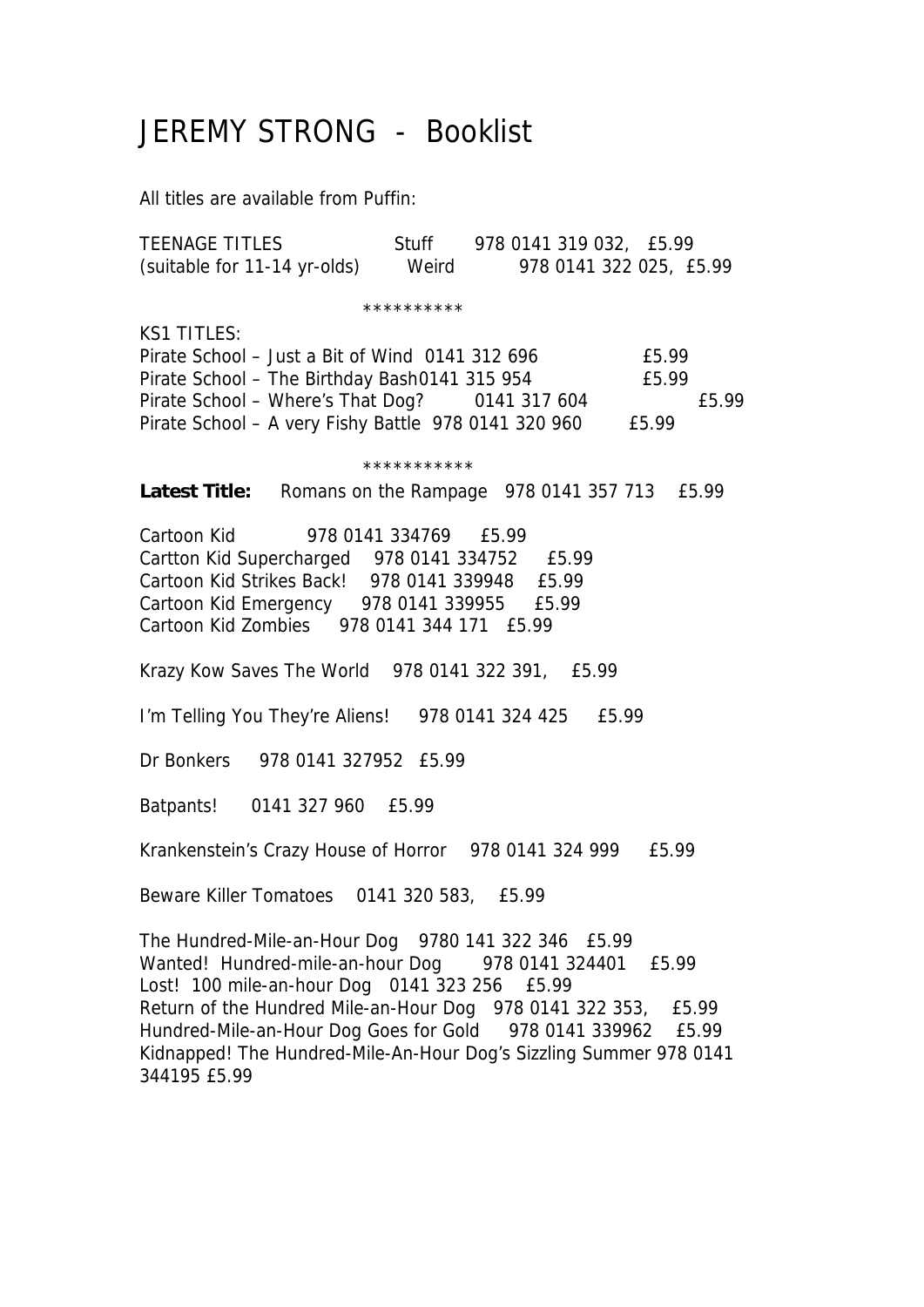# JEREMY STRONG - Booklist

All titles are available from Puffin:

TEENAGE TITLES Stuff 978 0141 319 032, £5.99
(suitable for 11-14 yr-olds) Weird 978 0141 322 025, £5.99

**********

KS1 TITLES:
Pirate School – Just a Bit of Wind 0141 312 696 £5.99
Pirate School – The Birthday Bash0141 315 954 £5.99
Pirate School – Where's That Dog? 0141 317 604 £5.99
Pirate School – A very Fishy Battle 978 0141 320 960 £5.99

***********

**Latest Title:** Romans on the Rampage 978 0141 357 713 £5.99

Cartoon Kid 978 0141 334769 £5.99
Cartton Kid Supercharged 978 0141 334752 £5.99
Cartoon Kid Strikes Back! 978 0141 339948 £5.99
Cartoon Kid Emergency 978 0141 339955 £5.99
Cartoon Kid Zombies 978 0141 344 171 £5.99

Krazy Kow Saves The World 978 0141 322 391, £5.99

I'm Telling You They're Aliens! 978 0141 324 425 £5.99

Dr Bonkers 978 0141 327952 £5.99

Batpants! 0141 327 960 £5.99

Krankenstein's Crazy House of Horror 978 0141 324 999 £5.99

Beware Killer Tomatoes 0141 320 583, £5.99

The Hundred-Mile-an-Hour Dog 9780 141 322 346 £5.99
Wanted! Hundred-mile-an-hour Dog 978 0141 324401 £5.99
Lost! 100 mile-an-hour Dog 0141 323 256 £5.99
Return of the Hundred Mile-an-Hour Dog 978 0141 322 353, £5.99
Hundred-Mile-an-Hour Dog Goes for Gold 978 0141 339962 £5.99
Kidnapped! The Hundred-Mile-An-Hour Dog's Sizzling Summer 978 0141 344195 £5.99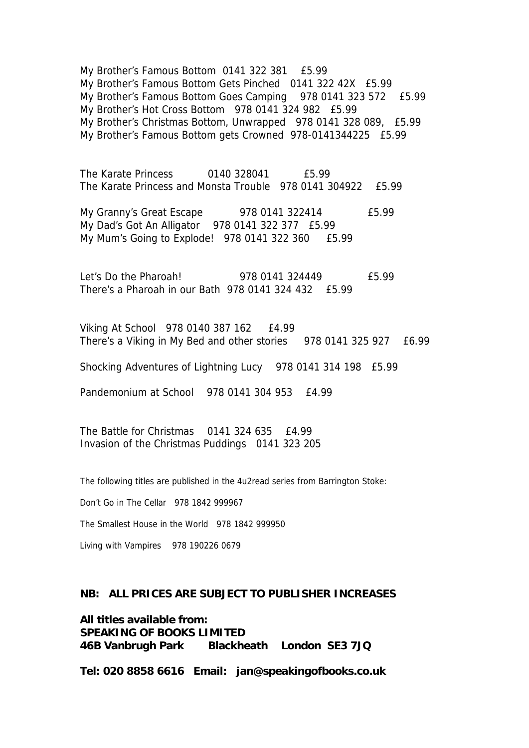My Brother's Famous Bottom 0141 322 381 £5.99
My Brother's Famous Bottom Gets Pinched 0141 322 42X £5.99
My Brother's Famous Bottom Goes Camping 978 0141 323 572 £5.99
My Brother's Hot Cross Bottom 978 0141 324 982 £5.99
My Brother's Christmas Bottom, Unwrapped 978 0141 328 089, £5.99
My Brother's Famous Bottom gets Crowned 978-0141344225 £5.99

The Karate Princess 0140 328041 £5.99
The Karate Princess and Monsta Trouble 978 0141 304922 £5.99

My Granny's Great Escape 978 0141 322414 £5.99
My Dad's Got An Alligator 978 0141 322 377 £5.99
My Mum's Going to Explode! 978 0141 322 360 £5.99

Let's Do the Pharoah! 978 0141 324449 £5.99
There's a Pharoah in our Bath 978 0141 324 432 £5.99

Viking At School 978 0140 387 162 £4.99
There's a Viking in My Bed and other stories 978 0141 325 927 £6.99

Shocking Adventures of Lightning Lucy 978 0141 314 198 £5.99

Pandemonium at School 978 0141 304 953 £4.99

The Battle for Christmas 0141 324 635 £4.99
Invasion of the Christmas Puddings 0141 323 205

The following titles are published in the 4u2read series from Barrington Stoke:

Don't Go in The Cellar 978 1842 999967

The Smallest House in the World 978 1842 999950

Living with Vampires 978 190226 0679

**NB: ALL PRICES ARE SUBJECT TO PUBLISHER INCREASES**

**All titles available from:**
**SPEAKING OF BOOKS LIMITED**
**46B Vanbrugh Park Blackheath London SE3 7JQ**

**Tel: 020 8858 6616 Email: jan@speakingofbooks.co.uk**